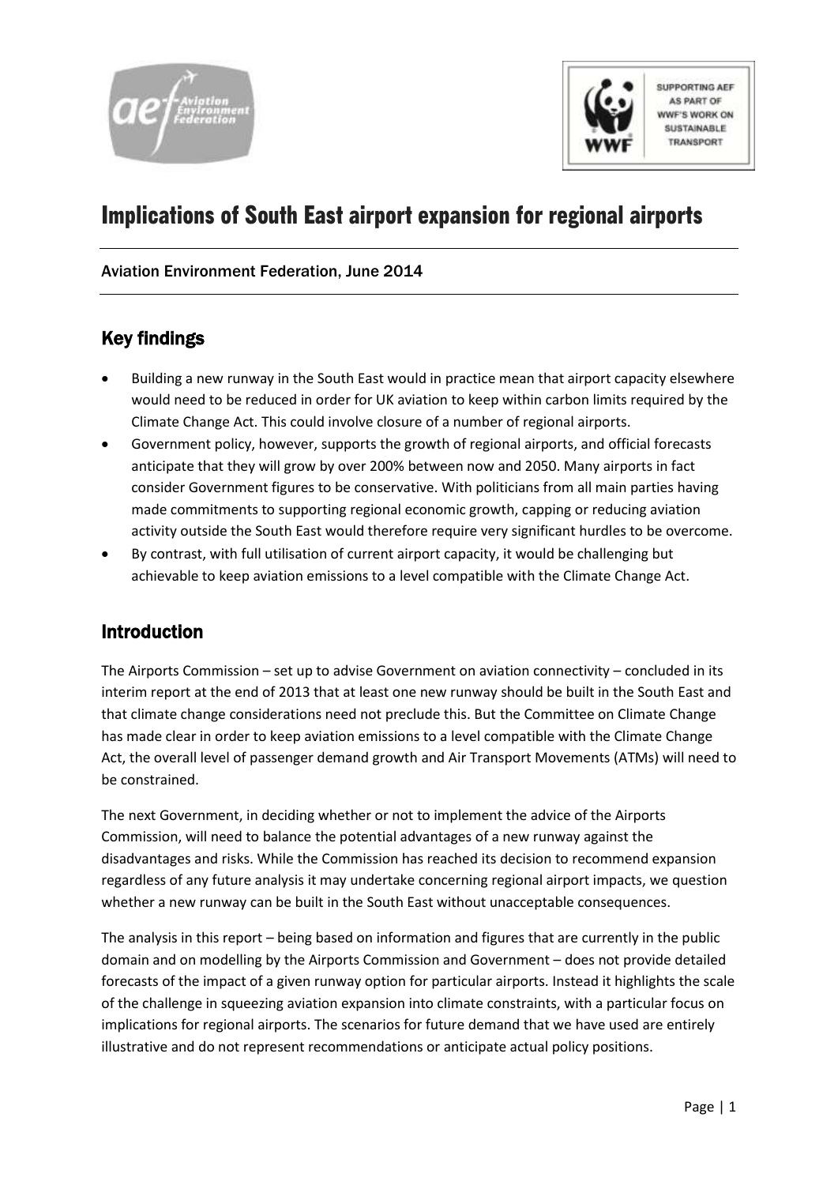# Implications of South East airport expansion for regional airports

Aviation Environment Federation, June 2014

## Key findings

- Building a new runway in the South East would in practice mean that airport capacity elsewhere would need to be reduced in order for UK aviation to keep within carbon limits required by the Climate Change Act. This could involve closure of a number of regional airports.
- Government policy, however, supports the growth of regional airports, and official forecasts anticipate that they will grow by over 200% between now and 2050. Many airports in fact consider Government figures to be conservative. With politicians from all main parties having made commitments to supporting regional economic growth, capping or reducing aviation activity outside the South East would therefore require very significant hurdles to be overcome.
- By contrast, with full utilisation of current airport capacity, it would be challenging but achievable to keep aviation emissions to a level compatible with the Climate Change Act.

## Introduction

The Airports Commission – set up to advise Government on aviation connectivity – concluded in its interim report at the end of 2013 that at least one new runway should be built in the South East and that climate change considerations need not preclude this. But the Committee on Climate Change has made clear in order to keep aviation emissions to a level compatible with the Climate Change Act, the overall level of passenger demand growth and Air Transport Movements (ATMs) will need to be constrained.

The next Government, in deciding whether or not to implement the advice of the Airports Commission, will need to balance the potential advantages of a new runway against the disadvantages and risks. While the Commission has reached its decision to recommend expansion regardless of any future analysis it may undertake concerning regional airport impacts, we question whether a new runway can be built in the South East without unacceptable consequences.

The analysis in this report – being based on information and figures that are currently in the public domain and on modelling by the Airports Commission and Government – does not provide detailed forecasts of the impact of a given runway option for particular airports. Instead it highlights the scale of the challenge in squeezing aviation expansion into climate constraints, with a particular focus on implications for regional airports. The scenarios for future demand that we have used are entirely illustrative and do not represent recommendations or anticipate actual policy positions.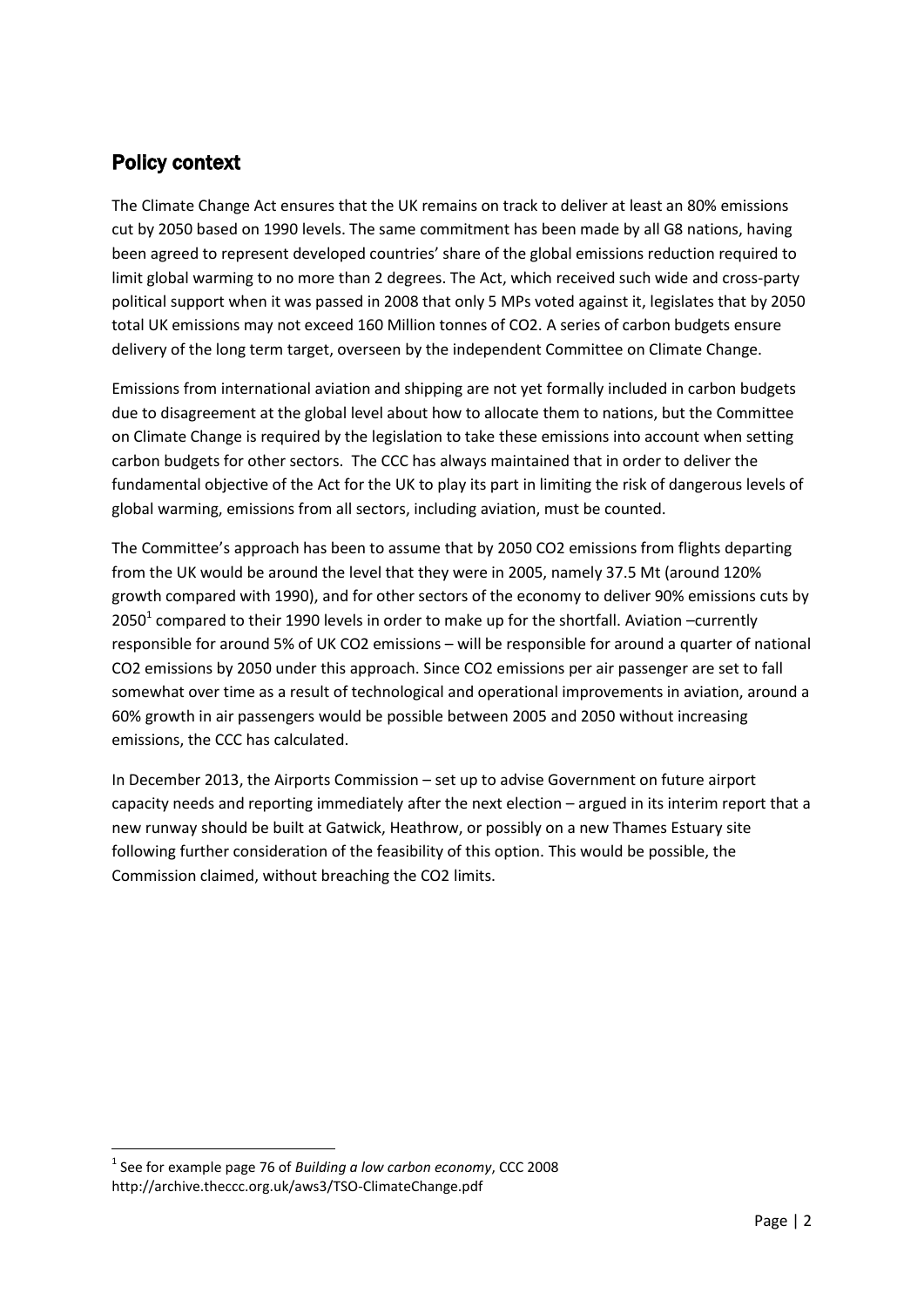## Policy context

The Climate Change Act ensures that the UK remains on track to deliver at least an 80% emissions cut by 2050 based on 1990 levels. The same commitment has been made by all G8 nations, having been agreed to represent developed countries' share of the global emissions reduction required to limit global warming to no more than 2 degrees. The Act, which received such wide and cross-party political support when it was passed in 2008 that only 5 MPs voted against it, legislates that by 2050 total UK emissions may not exceed 160 Million tonnes of $CO_2$. A series of carbon budgets ensure delivery of the long term target, overseen by the independent Committee on Climate Change.

Emissions from international aviation and shipping are not yet formally included in carbon budgets due to disagreement at the global level about how to allocate them to nations, but the Committee on Climate Change is required by the legislation to take these emissions into account when setting carbon budgets for other sectors. The CCC has always maintained that in order to deliver the fundamental objective of the Act for the UK to play its part in limiting the risk of dangerous levels of global warming, emissions from all sectors, including aviation, must be counted.

The Committee's approach has been to assume that by 2050 $CO_2$ emissions from flights departing from the UK would be around the level that they were in 2005, namely 37.5 Mt (around 120% growth compared with 1990), and for other sectors of the economy to deliver 90% emissions cuts by 2050[1] compared to their 1990 levels in order to make up for the shortfall. Aviation –currently responsible for around 5% of UK $CO_2$ emissions – will be responsible for around a quarter of national $CO_2$ emissions by 2050 under this approach. Since $CO_2$ emissions per air passenger are set to fall somewhat over time as a result of technological and operational improvements in aviation, around a 60% growth in air passengers would be possible between 2005 and 2050 without increasing emissions, the CCC has calculated.

In December 2013, the Airports Commission – set up to advise Government on future airport capacity needs and reporting immediately after the next election – argued in its interim report that a new runway should be built at Gatwick, Heathrow, or possibly on a new Thames Estuary site following further consideration of the feasibility of this option. This would be possible, the Commission claimed, without breaching the $CO_2$ limits.

---

[1] See for example page 76 of *Building a low carbon economy*, CCC 2008 http://archive.theccc.org.uk/aws3/TSO-ClimateChange.pdf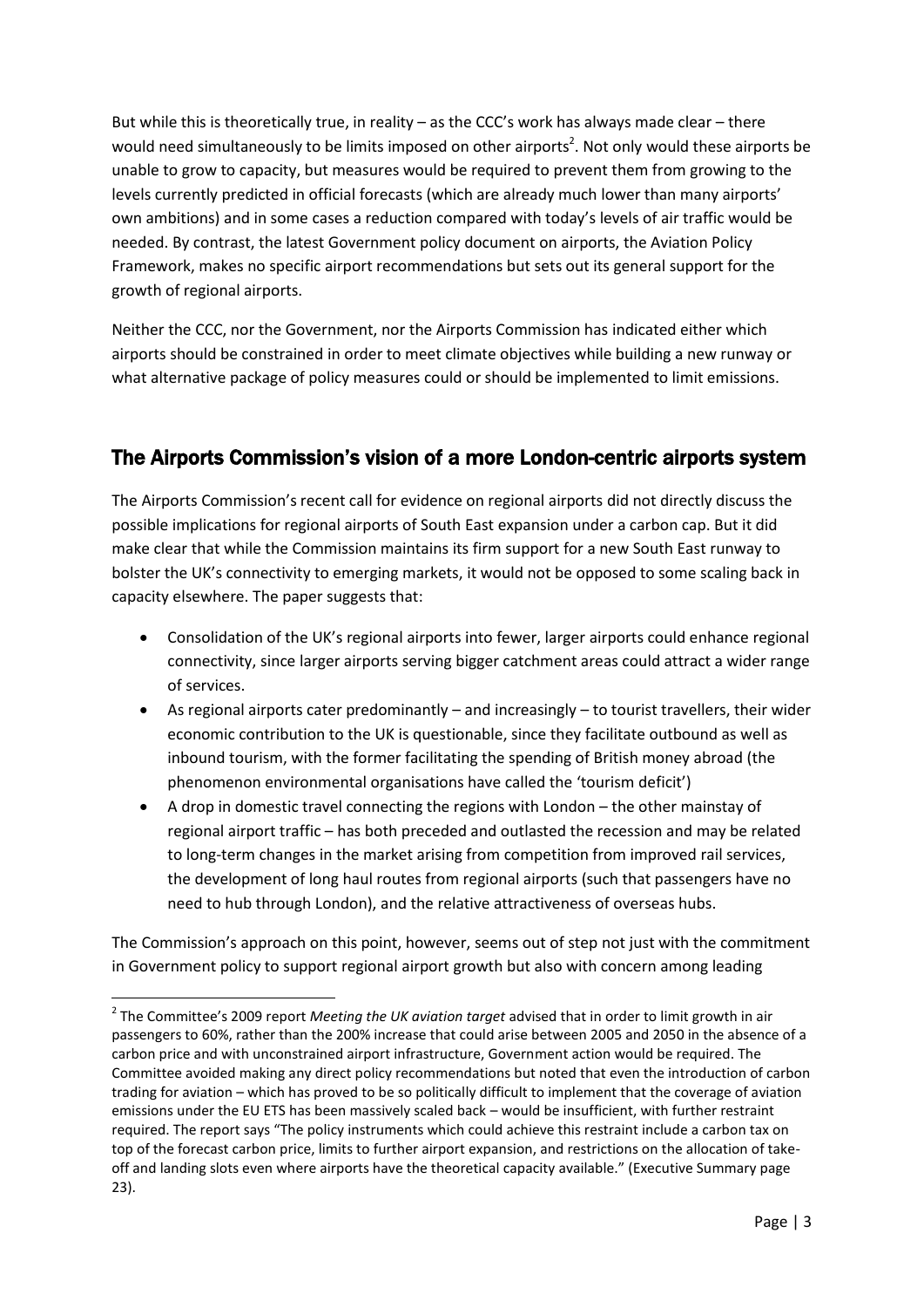But while this is theoretically true, in reality – as the CCC's work has always made clear – there would need simultaneously to be limits imposed on other airports[2]. Not only would these airports be unable to grow to capacity, but measures would be required to prevent them from growing to the levels currently predicted in official forecasts (which are already much lower than many airports' own ambitions) and in some cases a reduction compared with today's levels of air traffic would be needed. By contrast, the latest Government policy document on airports, the Aviation Policy Framework, makes no specific airport recommendations but sets out its general support for the growth of regional airports.

Neither the CCC, nor the Government, nor the Airports Commission has indicated either which airports should be constrained in order to meet climate objectives while building a new runway or what alternative package of policy measures could or should be implemented to limit emissions.

## The Airports Commission's vision of a more London-centric airports system

The Airports Commission's recent call for evidence on regional airports did not directly discuss the possible implications for regional airports of South East expansion under a carbon cap. But it did make clear that while the Commission maintains its firm support for a new South East runway to bolster the UK's connectivity to emerging markets, it would not be opposed to some scaling back in capacity elsewhere. The paper suggests that:

- Consolidation of the UK's regional airports into fewer, larger airports could enhance regional connectivity, since larger airports serving bigger catchment areas could attract a wider range of services.
- As regional airports cater predominantly – and increasingly – to tourist travellers, their wider economic contribution to the UK is questionable, since they facilitate outbound as well as inbound tourism, with the former facilitating the spending of British money abroad (the phenomenon environmental organisations have called the 'tourism deficit')
- A drop in domestic travel connecting the regions with London – the other mainstay of regional airport traffic – has both preceded and outlasted the recession and may be related to long-term changes in the market arising from competition from improved rail services, the development of long haul routes from regional airports (such that passengers have no need to hub through London), and the relative attractiveness of overseas hubs.

The Commission's approach on this point, however, seems out of step not just with the commitment in Government policy to support regional airport growth but also with concern among leading

---

[2] The Committee's 2009 report *Meeting the UK aviation target* advised that in order to limit growth in air passengers to 60%, rather than the 200% increase that could arise between 2005 and 2050 in the absence of a carbon price and with unconstrained airport infrastructure, Government action would be required. The Committee avoided making any direct policy recommendations but noted that even the introduction of carbon trading for aviation – which has proved to be so politically difficult to implement that the coverage of aviation emissions under the EU ETS has been massively scaled back – would be insufficient, with further restraint required. The report says "The policy instruments which could achieve this restraint include a carbon tax on top of the forecast carbon price, limits to further airport expansion, and restrictions on the allocation of take-off and landing slots even where airports have the theoretical capacity available." (Executive Summary page 23).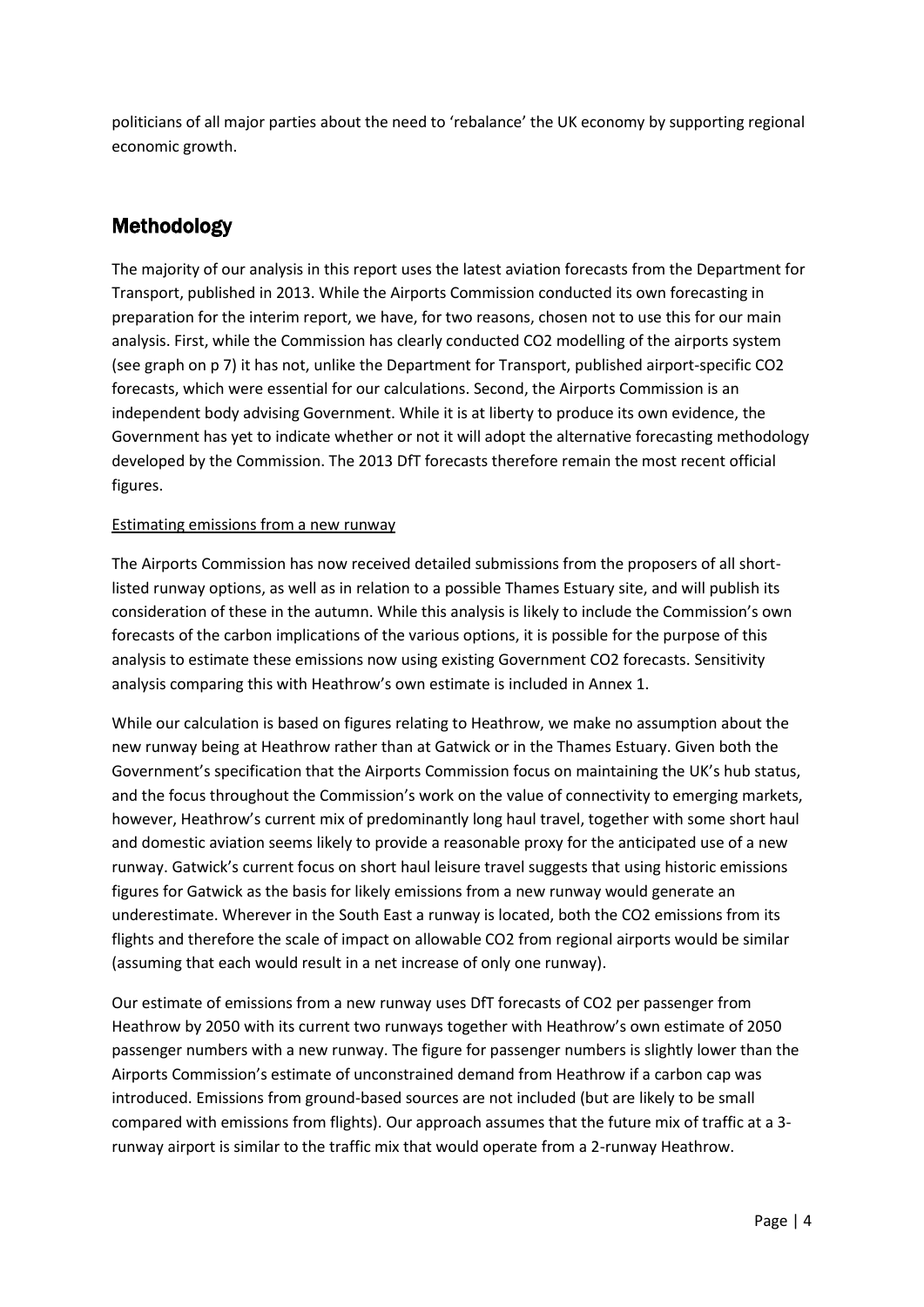politicians of all major parties about the need to 'rebalance' the UK economy by supporting regional economic growth.

## Methodology

The majority of our analysis in this report uses the latest aviation forecasts from the Department for Transport, published in 2013. While the Airports Commission conducted its own forecasting in preparation for the interim report, we have, for two reasons, chosen not to use this for our main analysis. First, while the Commission has clearly conducted $CO_2$ modelling of the airports system (see graph on p 7) it has not, unlike the Department for Transport, published airport-specific $CO_2$ forecasts, which were essential for our calculations. Second, the Airports Commission is an independent body advising Government. While it is at liberty to produce its own evidence, the Government has yet to indicate whether or not it will adopt the alternative forecasting methodology developed by the Commission. The 2013 DfT forecasts therefore remain the most recent official figures.

### Estimating emissions from a new runway

The Airports Commission has now received detailed submissions from the proposers of all short-listed runway options, as well as in relation to a possible Thames Estuary site, and will publish its consideration of these in the autumn. While this analysis is likely to include the Commission's own forecasts of the carbon implications of the various options, it is possible for the purpose of this analysis to estimate these emissions now using existing Government $CO_2$ forecasts. Sensitivity analysis comparing this with Heathrow's own estimate is included in Annex 1.

While our calculation is based on figures relating to Heathrow, we make no assumption about the new runway being at Heathrow rather than at Gatwick or in the Thames Estuary. Given both the Government's specification that the Airports Commission focus on maintaining the UK's hub status, and the focus throughout the Commission's work on the value of connectivity to emerging markets, however, Heathrow's current mix of predominantly long haul travel, together with some short haul and domestic aviation seems likely to provide a reasonable proxy for the anticipated use of a new runway. Gatwick's current focus on short haul leisure travel suggests that using historic emissions figures for Gatwick as the basis for likely emissions from a new runway would generate an underestimate. Wherever in the South East a runway is located, both the $CO_2$ emissions from its flights and therefore the scale of impact on allowable $CO_2$ from regional airports would be similar (assuming that each would result in a net increase of only one runway).

Our estimate of emissions from a new runway uses DfT forecasts of $CO_2$ per passenger from Heathrow by 2050 with its current two runways together with Heathrow's own estimate of 2050 passenger numbers with a new runway. The figure for passenger numbers is slightly lower than the Airports Commission's estimate of unconstrained demand from Heathrow if a carbon cap was introduced. Emissions from ground-based sources are not included (but are likely to be small compared with emissions from flights). Our approach assumes that the future mix of traffic at a 3-runway airport is similar to the traffic mix that would operate from a 2-runway Heathrow.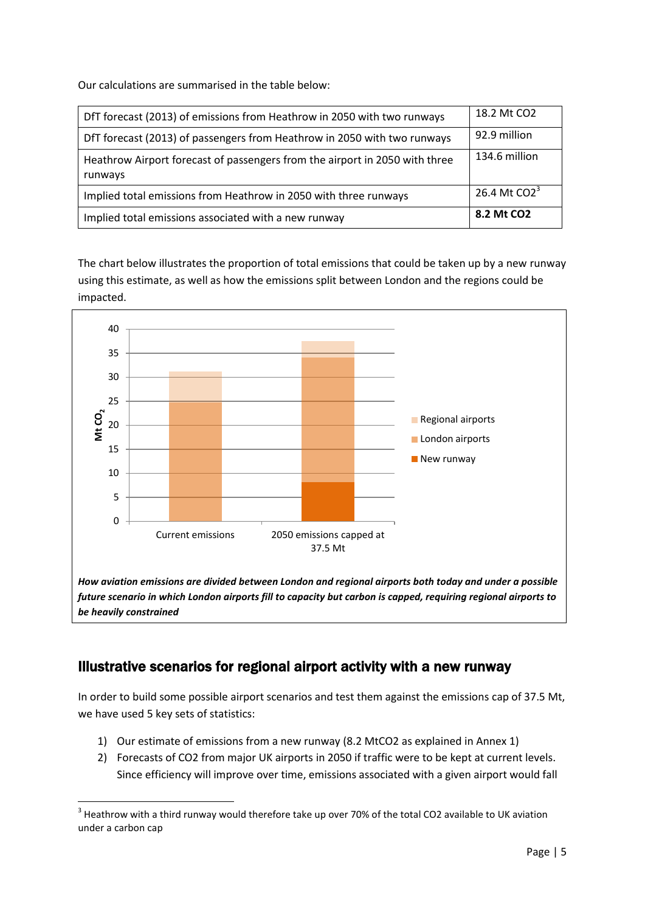Our calculations are summarised in the table below:

| | |
|---|---|
| DfT forecast (2013) of emissions from Heathrow in 2050 with two runways | 18.2 Mt CO2 |
| DfT forecast (2013) of passengers from Heathrow in 2050 with two runways | 92.9 million |
| Heathrow Airport forecast of passengers from the airport in 2050 with three runways | 134.6 million |
| Implied total emissions from Heathrow in 2050 with three runways | 26.4 Mt CO2[3] |
| Implied total emissions associated with a new runway | **8.2 Mt CO2** |

The chart below illustrates the proportion of total emissions that could be taken up by a new runway using this estimate, as well as how the emissions split between London and the regions could be impacted.

***How aviation emissions are divided between London and regional airports both today and under a possible future scenario in which London airports fill to capacity but carbon is capped, requiring regional airports to be heavily constrained***

## Illustrative scenarios for regional airport activity with a new runway

In order to build some possible airport scenarios and test them against the emissions cap of 37.5 Mt, we have used 5 key sets of statistics:

1) Our estimate of emissions from a new runway (8.2 MtCO2 as explained in Annex 1)
2) Forecasts of CO2 from major UK airports in 2050 if traffic were to be kept at current levels. Since efficiency will improve over time, emissions associated with a given airport would fall

[3] Heathrow with a third runway would therefore take up over 70% of the total CO2 available to UK aviation under a carbon cap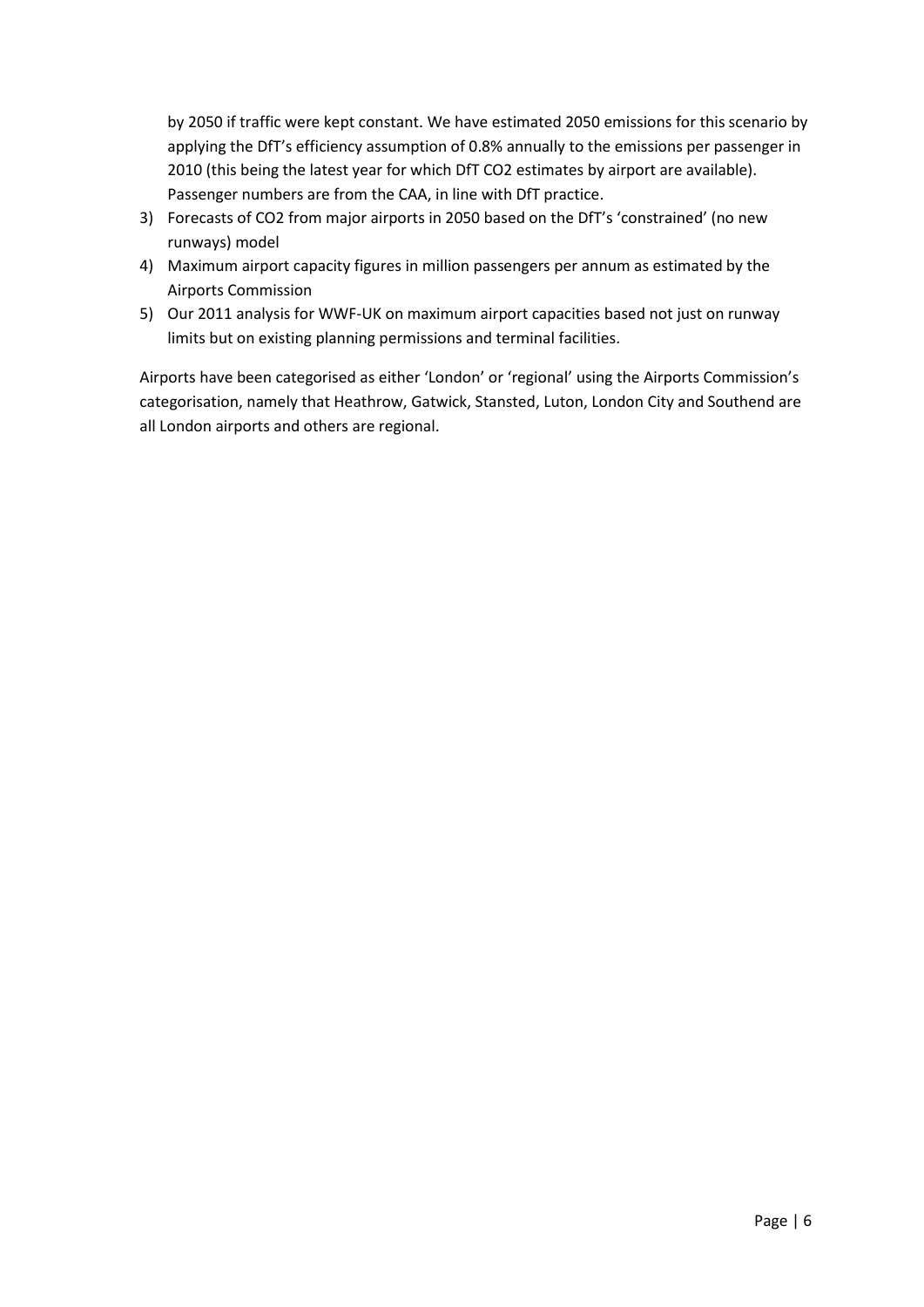by 2050 if traffic were kept constant. We have estimated 2050 emissions for this scenario by applying the DfT's efficiency assumption of 0.8% annually to the emissions per passenger in 2010 (this being the latest year for which DfT $CO_2$ estimates by airport are available). Passenger numbers are from the CAA, in line with DfT practice.

3) Forecasts of $CO_2$ from major airports in 2050 based on the DfT's 'constrained' (no new runways) model
4) Maximum airport capacity figures in million passengers per annum as estimated by the Airports Commission
5) Our 2011 analysis for WWF-UK on maximum airport capacities based not just on runway limits but on existing planning permissions and terminal facilities.

Airports have been categorised as either 'London' or 'regional' using the Airports Commission's categorisation, namely that Heathrow, Gatwick, Stansted, Luton, London City and Southend are all London airports and others are regional.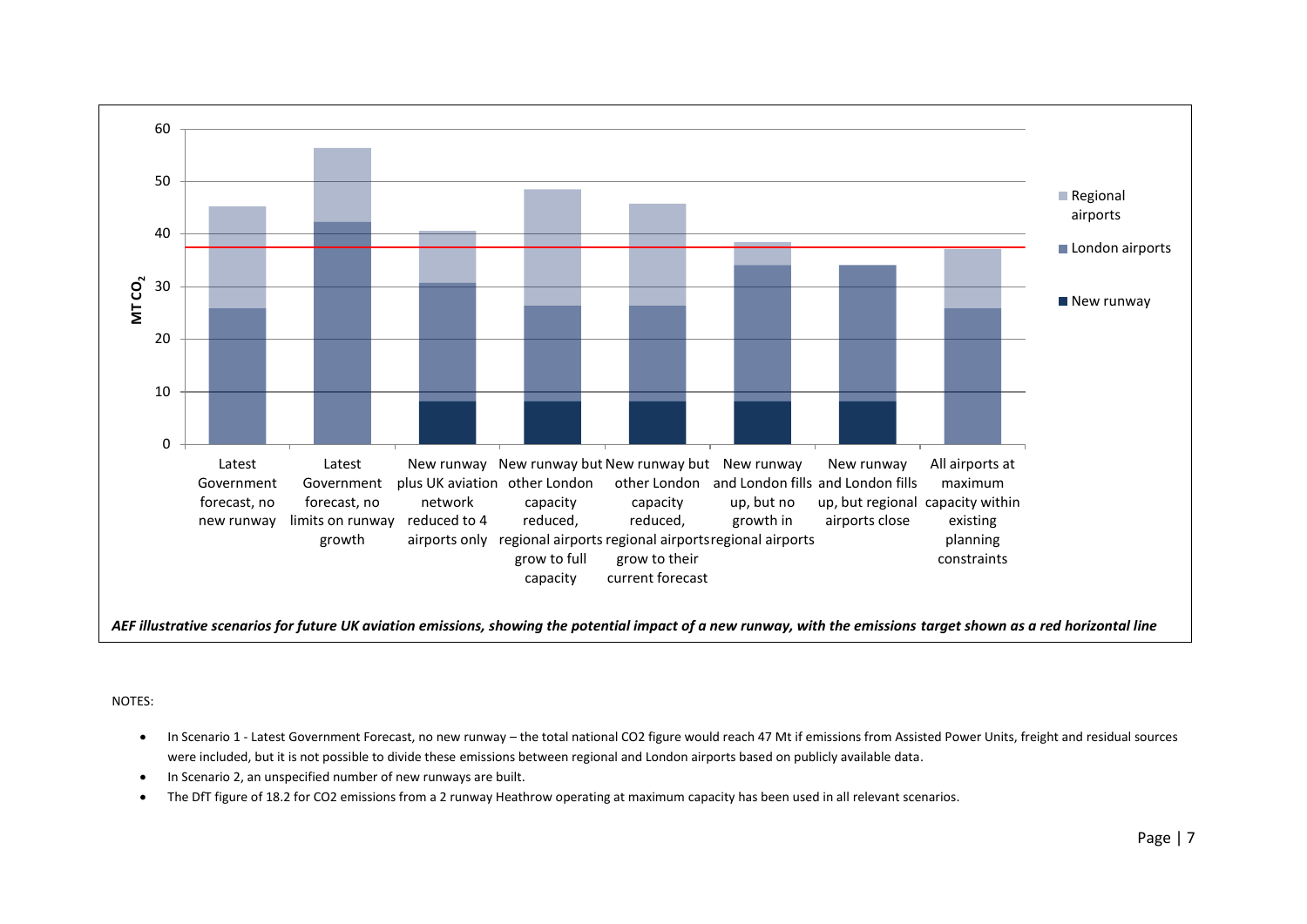*AEF illustrative scenarios for future UK aviation emissions, showing the potential impact of a new runway, with the emissions target shown as a red horizontal line*

NOTES:

- In Scenario 1 - Latest Government Forecast, no new runway – the total national CO2 figure would reach 47 Mt if emissions from Assisted Power Units, freight and residual sources were included, but it is not possible to divide these emissions between regional and London airports based on publicly available data.
- In Scenario 2, an unspecified number of new runways are built.
- The DfT figure of 18.2 for CO2 emissions from a 2 runway Heathrow operating at maximum capacity has been used in all relevant scenarios.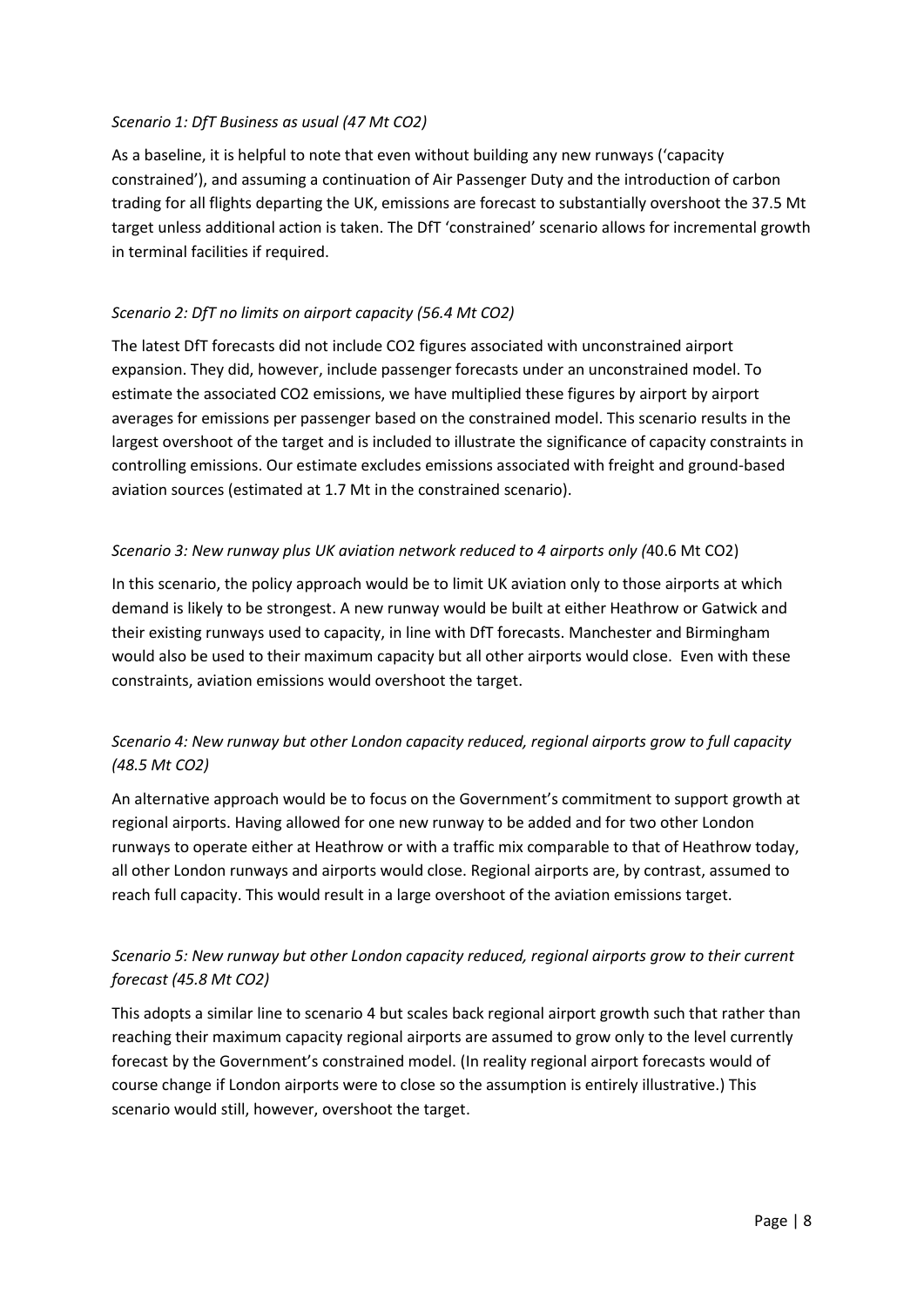*Scenario 1: DfT Business as usual (47 Mt $CO_2$)*

As a baseline, it is helpful to note that even without building any new runways ('capacity constrained'), and assuming a continuation of Air Passenger Duty and the introduction of carbon trading for all flights departing the UK, emissions are forecast to substantially overshoot the 37.5 Mt target unless additional action is taken. The DfT 'constrained' scenario allows for incremental growth in terminal facilities if required.

*Scenario 2: DfT no limits on airport capacity (56.4 Mt $CO_2$)*

The latest DfT forecasts did not include $CO_2$ figures associated with unconstrained airport expansion. They did, however, include passenger forecasts under an unconstrained model. To estimate the associated $CO_2$ emissions, we have multiplied these figures by airport by airport averages for emissions per passenger based on the constrained model. This scenario results in the largest overshoot of the target and is included to illustrate the significance of capacity constraints in controlling emissions. Our estimate excludes emissions associated with freight and ground-based aviation sources (estimated at 1.7 Mt in the constrained scenario).

*Scenario 3: New runway plus UK aviation network reduced to 4 airports only (*40.6 Mt $CO_2$)

In this scenario, the policy approach would be to limit UK aviation only to those airports at which demand is likely to be strongest. A new runway would be built at either Heathrow or Gatwick and their existing runways used to capacity, in line with DfT forecasts. Manchester and Birmingham would also be used to their maximum capacity but all other airports would close. Even with these constraints, aviation emissions would overshoot the target.

*Scenario 4: New runway but other London capacity reduced, regional airports grow to full capacity (48.5 Mt $CO_2$)*

An alternative approach would be to focus on the Government's commitment to support growth at regional airports. Having allowed for one new runway to be added and for two other London runways to operate either at Heathrow or with a traffic mix comparable to that of Heathrow today, all other London runways and airports would close. Regional airports are, by contrast, assumed to reach full capacity. This would result in a large overshoot of the aviation emissions target.

*Scenario 5: New runway but other London capacity reduced, regional airports grow to their current forecast (45.8 Mt $CO_2$)*

This adopts a similar line to scenario 4 but scales back regional airport growth such that rather than reaching their maximum capacity regional airports are assumed to grow only to the level currently forecast by the Government's constrained model. (In reality regional airport forecasts would of course change if London airports were to close so the assumption is entirely illustrative.) This scenario would still, however, overshoot the target.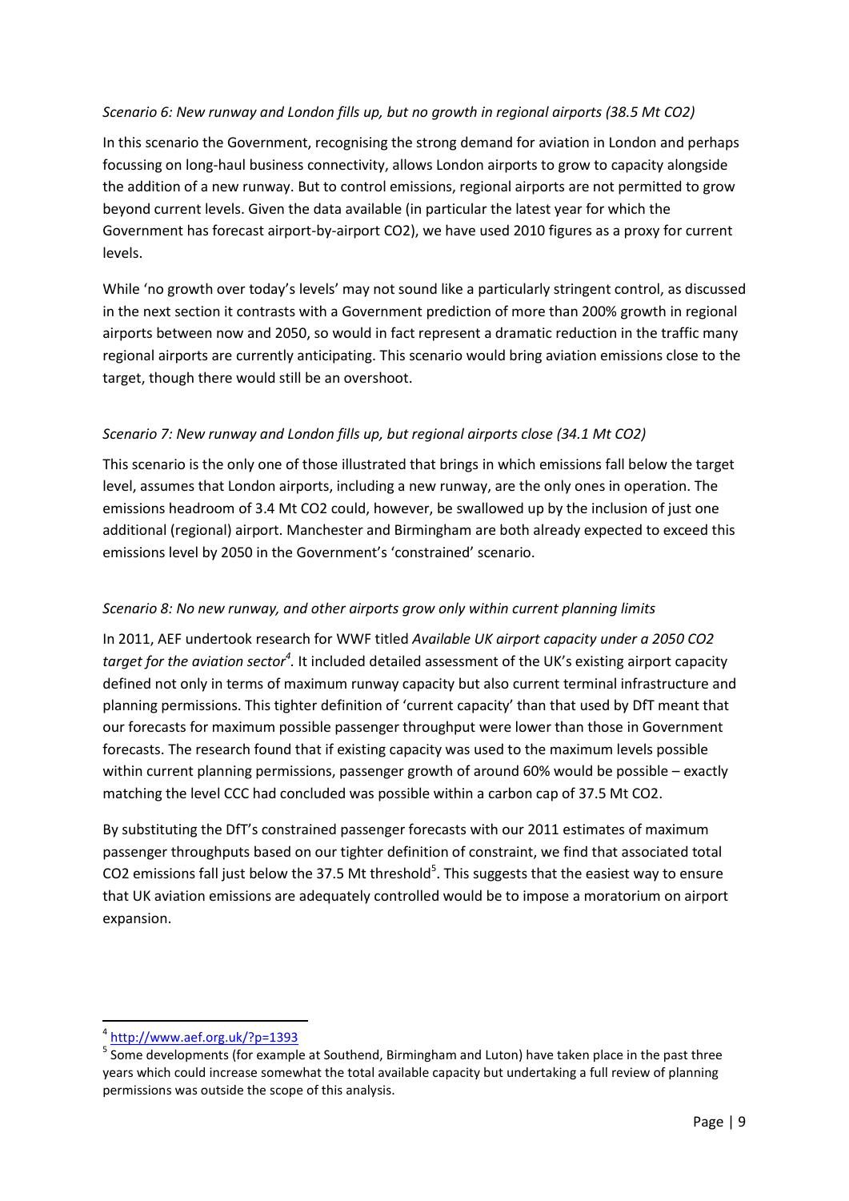*Scenario 6: New runway and London fills up, but no growth in regional airports (38.5 Mt CO2)*

In this scenario the Government, recognising the strong demand for aviation in London and perhaps focussing on long-haul business connectivity, allows London airports to grow to capacity alongside the addition of a new runway. But to control emissions, regional airports are not permitted to grow beyond current levels. Given the data available (in particular the latest year for which the Government has forecast airport-by-airport CO2), we have used 2010 figures as a proxy for current levels.

While 'no growth over today's levels' may not sound like a particularly stringent control, as discussed in the next section it contrasts with a Government prediction of more than 200% growth in regional airports between now and 2050, so would in fact represent a dramatic reduction in the traffic many regional airports are currently anticipating. This scenario would bring aviation emissions close to the target, though there would still be an overshoot.

*Scenario 7: New runway and London fills up, but regional airports close (34.1 Mt CO2)*

This scenario is the only one of those illustrated that brings in which emissions fall below the target level, assumes that London airports, including a new runway, are the only ones in operation. The emissions headroom of 3.4 Mt CO2 could, however, be swallowed up by the inclusion of just one additional (regional) airport. Manchester and Birmingham are both already expected to exceed this emissions level by 2050 in the Government's 'constrained' scenario.

*Scenario 8: No new runway, and other airports grow only within current planning limits*

In 2011, AEF undertook research for WWF titled *Available UK airport capacity under a 2050 CO2 target for the aviation sector*[4]. It included detailed assessment of the UK's existing airport capacity defined not only in terms of maximum runway capacity but also current terminal infrastructure and planning permissions. This tighter definition of 'current capacity' than that used by DfT meant that our forecasts for maximum possible passenger throughput were lower than those in Government forecasts. The research found that if existing capacity was used to the maximum levels possible within current planning permissions, passenger growth of around 60% would be possible – exactly matching the level CCC had concluded was possible within a carbon cap of 37.5 Mt CO2.

By substituting the DfT's constrained passenger forecasts with our 2011 estimates of maximum passenger throughputs based on our tighter definition of constraint, we find that associated total CO2 emissions fall just below the 37.5 Mt threshold[5]. This suggests that the easiest way to ensure that UK aviation emissions are adequately controlled would be to impose a moratorium on airport expansion.

---

[4] http://www.aef.org.uk/?p=1393

[5] Some developments (for example at Southend, Birmingham and Luton) have taken place in the past three years which could increase somewhat the total available capacity but undertaking a full review of planning permissions was outside the scope of this analysis.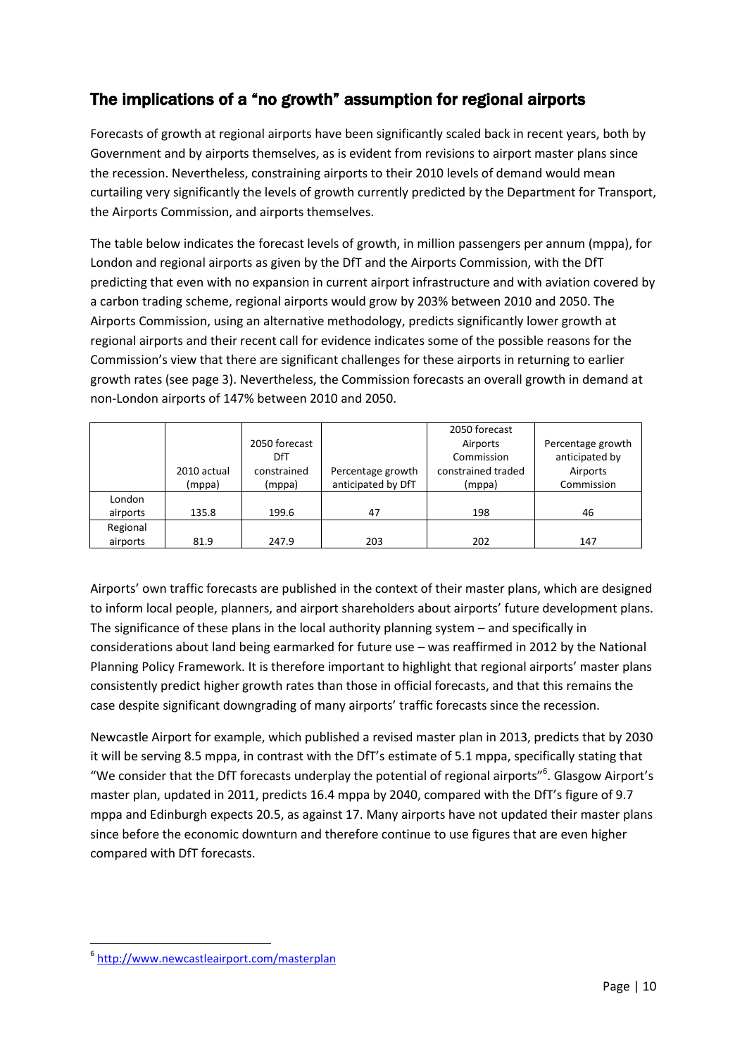## The implications of a "no growth" assumption for regional airports

Forecasts of growth at regional airports have been significantly scaled back in recent years, both by Government and by airports themselves, as is evident from revisions to airport master plans since the recession. Nevertheless, constraining airports to their 2010 levels of demand would mean curtailing very significantly the levels of growth currently predicted by the Department for Transport, the Airports Commission, and airports themselves.

The table below indicates the forecast levels of growth, in million passengers per annum (mppa), for London and regional airports as given by the DfT and the Airports Commission, with the DfT predicting that even with no expansion in current airport infrastructure and with aviation covered by a carbon trading scheme, regional airports would grow by 203% between 2010 and 2050. The Airports Commission, using an alternative methodology, predicts significantly lower growth at regional airports and their recent call for evidence indicates some of the possible reasons for the Commission's view that there are significant challenges for these airports in returning to earlier growth rates (see page 3). Nevertheless, the Commission forecasts an overall growth in demand at non-London airports of 147% between 2010 and 2050.

| | 2010 actual (mppa) | 2050 forecast DfT constrained (mppa) | Percentage growth anticipated by DfT | 2050 forecast Airports Commission constrained traded (mppa) | Percentage growth anticipated by Airports Commission |
|---|---|---|---|---|---|
| London airports | 135.8 | 199.6 | 47 | 198 | 46 |
| Regional airports | 81.9 | 247.9 | 203 | 202 | 147 |

Airports' own traffic forecasts are published in the context of their master plans, which are designed to inform local people, planners, and airport shareholders about airports' future development plans. The significance of these plans in the local authority planning system – and specifically in considerations about land being earmarked for future use – was reaffirmed in 2012 by the National Planning Policy Framework. It is therefore important to highlight that regional airports' master plans consistently predict higher growth rates than those in official forecasts, and that this remains the case despite significant downgrading of many airports' traffic forecasts since the recession.

Newcastle Airport for example, which published a revised master plan in 2013, predicts that by 2030 it will be serving 8.5 mppa, in contrast with the DfT's estimate of 5.1 mppa, specifically stating that "We consider that the DfT forecasts underplay the potential of regional airports"[6]. Glasgow Airport's master plan, updated in 2011, predicts 16.4 mppa by 2040, compared with the DfT's figure of 9.7 mppa and Edinburgh expects 20.5, as against 17. Many airports have not updated their master plans since before the economic downturn and therefore continue to use figures that are even higher compared with DfT forecasts.

[6] http://www.newcastleairport.com/masterplan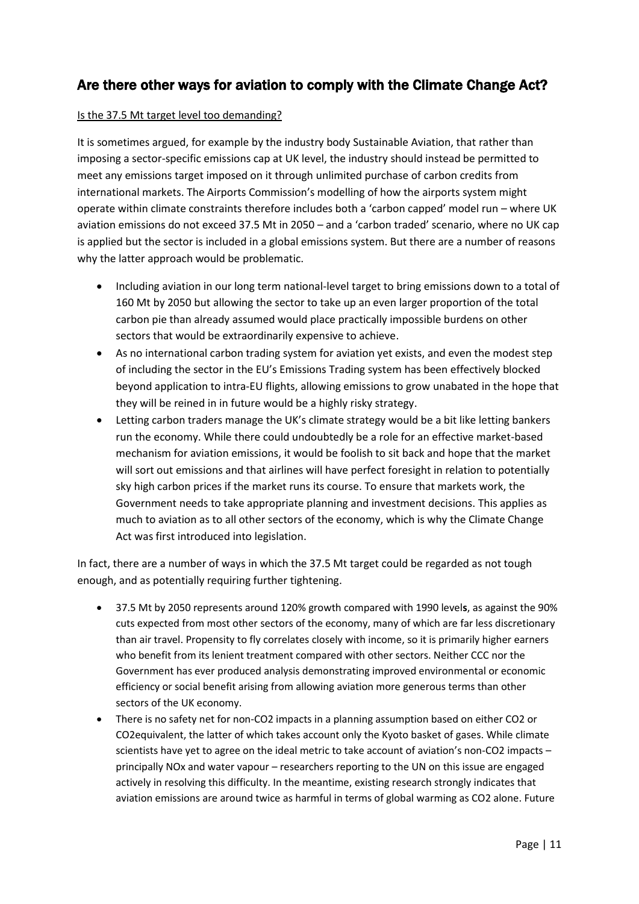## Are there other ways for aviation to comply with the Climate Change Act?

Is the 37.5 Mt target level too demanding?

It is sometimes argued, for example by the industry body Sustainable Aviation, that rather than imposing a sector-specific emissions cap at UK level, the industry should instead be permitted to meet any emissions target imposed on it through unlimited purchase of carbon credits from international markets. The Airports Commission's modelling of how the airports system might operate within climate constraints therefore includes both a 'carbon capped' model run – where UK aviation emissions do not exceed 37.5 Mt in 2050 – and a 'carbon traded' scenario, where no UK cap is applied but the sector is included in a global emissions system. But there are a number of reasons why the latter approach would be problematic.

- Including aviation in our long term national-level target to bring emissions down to a total of 160 Mt by 2050 but allowing the sector to take up an even larger proportion of the total carbon pie than already assumed would place practically impossible burdens on other sectors that would be extraordinarily expensive to achieve.
- As no international carbon trading system for aviation yet exists, and even the modest step of including the sector in the EU's Emissions Trading system has been effectively blocked beyond application to intra-EU flights, allowing emissions to grow unabated in the hope that they will be reined in in future would be a highly risky strategy.
- Letting carbon traders manage the UK's climate strategy would be a bit like letting bankers run the economy. While there could undoubtedly be a role for an effective market-based mechanism for aviation emissions, it would be foolish to sit back and hope that the market will sort out emissions and that airlines will have perfect foresight in relation to potentially sky high carbon prices if the market runs its course. To ensure that markets work, the Government needs to take appropriate planning and investment decisions. This applies as much to aviation as to all other sectors of the economy, which is why the Climate Change Act was first introduced into legislation.

In fact, there are a number of ways in which the 37.5 Mt target could be regarded as not tough enough, and as potentially requiring further tightening.

- 37.5 Mt by 2050 represents around 120% growth compared with 1990 levels, as against the 90% cuts expected from most other sectors of the economy, many of which are far less discretionary than air travel. Propensity to fly correlates closely with income, so it is primarily higher earners who benefit from its lenient treatment compared with other sectors. Neither CCC nor the Government has ever produced analysis demonstrating improved environmental or economic efficiency or social benefit arising from allowing aviation more generous terms than other sectors of the UK economy.
- There is no safety net for non-$CO_2$ impacts in a planning assumption based on either $CO_2$ or $CO_2$equivalent, the latter of which takes account only the Kyoto basket of gases. While climate scientists have yet to agree on the ideal metric to take account of aviation's non-$CO_2$ impacts – principally $NO_x$ and water vapour – researchers reporting to the UN on this issue are engaged actively in resolving this difficulty. In the meantime, existing research strongly indicates that aviation emissions are around twice as harmful in terms of global warming as $CO_2$ alone. Future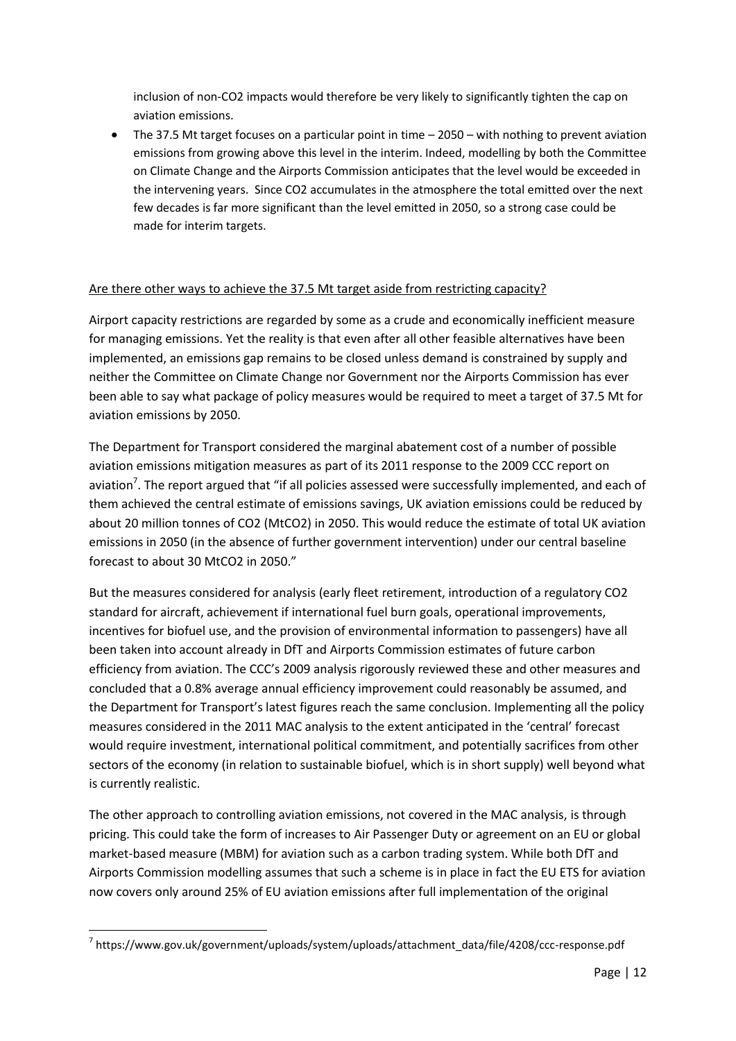inclusion of non-CO2 impacts would therefore be very likely to significantly tighten the cap on aviation emissions.

- The 37.5 Mt target focuses on a particular point in time – 2050 – with nothing to prevent aviation emissions from growing above this level in the interim. Indeed, modelling by both the Committee on Climate Change and the Airports Commission anticipates that the level would be exceeded in the intervening years. Since CO2 accumulates in the atmosphere the total emitted over the next few decades is far more significant than the level emitted in 2050, so a strong case could be made for interim targets.

Are there other ways to achieve the 37.5 Mt target aside from restricting capacity?

Airport capacity restrictions are regarded by some as a crude and economically inefficient measure for managing emissions. Yet the reality is that even after all other feasible alternatives have been implemented, an emissions gap remains to be closed unless demand is constrained by supply and neither the Committee on Climate Change nor Government nor the Airports Commission has ever been able to say what package of policy measures would be required to meet a target of 37.5 Mt for aviation emissions by 2050.

The Department for Transport considered the marginal abatement cost of a number of possible aviation emissions mitigation measures as part of its 2011 response to the 2009 CCC report on aviation[7]. The report argued that "if all policies assessed were successfully implemented, and each of them achieved the central estimate of emissions savings, UK aviation emissions could be reduced by about 20 million tonnes of CO2 (MtCO2) in 2050. This would reduce the estimate of total UK aviation emissions in 2050 (in the absence of further government intervention) under our central baseline forecast to about 30 MtCO2 in 2050."

But the measures considered for analysis (early fleet retirement, introduction of a regulatory CO2 standard for aircraft, achievement if international fuel burn goals, operational improvements, incentives for biofuel use, and the provision of environmental information to passengers) have all been taken into account already in DfT and Airports Commission estimates of future carbon efficiency from aviation. The CCC's 2009 analysis rigorously reviewed these and other measures and concluded that a 0.8% average annual efficiency improvement could reasonably be assumed, and the Department for Transport's latest figures reach the same conclusion. Implementing all the policy measures considered in the 2011 MAC analysis to the extent anticipated in the 'central' forecast would require investment, international political commitment, and potentially sacrifices from other sectors of the economy (in relation to sustainable biofuel, which is in short supply) well beyond what is currently realistic.

The other approach to controlling aviation emissions, not covered in the MAC analysis, is through pricing. This could take the form of increases to Air Passenger Duty or agreement on an EU or global market-based measure (MBM) for aviation such as a carbon trading system. While both DfT and Airports Commission modelling assumes that such a scheme is in place in fact the EU ETS for aviation now covers only around 25% of EU aviation emissions after full implementation of the original

[7] https://www.gov.uk/government/uploads/system/uploads/attachment_data/file/4208/ccc-response.pdf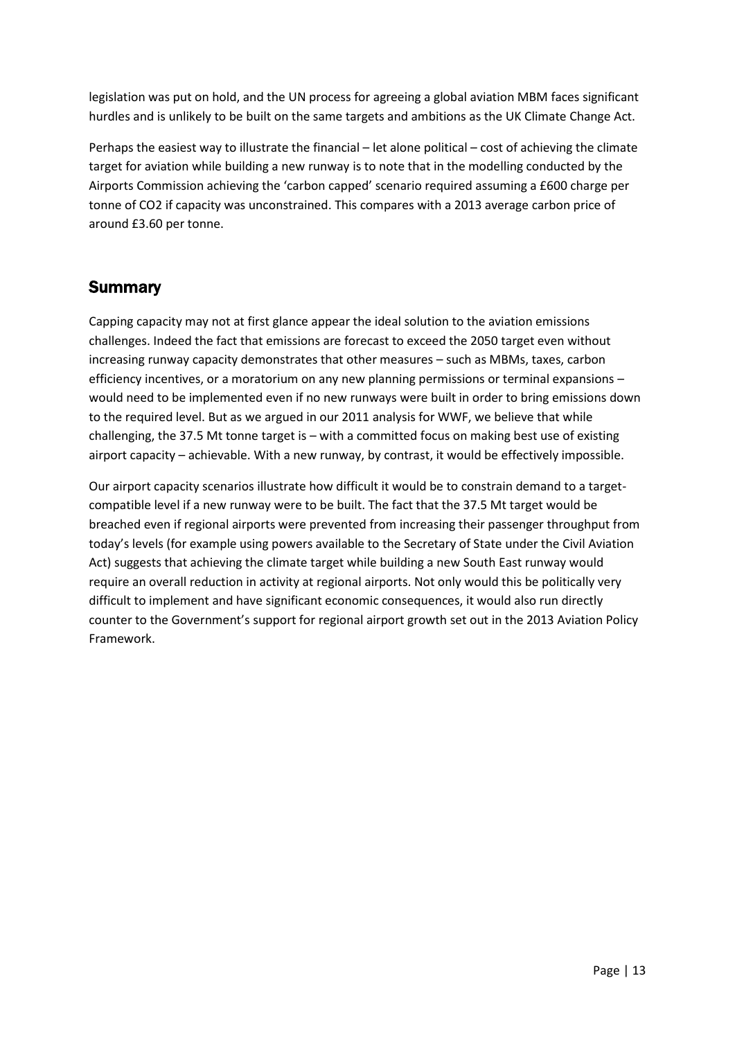legislation was put on hold, and the UN process for agreeing a global aviation MBM faces significant hurdles and is unlikely to be built on the same targets and ambitions as the UK Climate Change Act.

Perhaps the easiest way to illustrate the financial – let alone political – cost of achieving the climate target for aviation while building a new runway is to note that in the modelling conducted by the Airports Commission achieving the 'carbon capped' scenario required assuming a £600 charge per tonne of $CO_2$ if capacity was unconstrained. This compares with a 2013 average carbon price of around £3.60 per tonne.

## Summary

Capping capacity may not at first glance appear the ideal solution to the aviation emissions challenges. Indeed the fact that emissions are forecast to exceed the 2050 target even without increasing runway capacity demonstrates that other measures – such as MBMs, taxes, carbon efficiency incentives, or a moratorium on any new planning permissions or terminal expansions – would need to be implemented even if no new runways were built in order to bring emissions down to the required level. But as we argued in our 2011 analysis for WWF, we believe that while challenging, the 37.5 Mt tonne target is – with a committed focus on making best use of existing airport capacity – achievable. With a new runway, by contrast, it would be effectively impossible.

Our airport capacity scenarios illustrate how difficult it would be to constrain demand to a target-compatible level if a new runway were to be built. The fact that the 37.5 Mt target would be breached even if regional airports were prevented from increasing their passenger throughput from today's levels (for example using powers available to the Secretary of State under the Civil Aviation Act) suggests that achieving the climate target while building a new South East runway would require an overall reduction in activity at regional airports. Not only would this be politically very difficult to implement and have significant economic consequences, it would also run directly counter to the Government's support for regional airport growth set out in the 2013 Aviation Policy Framework.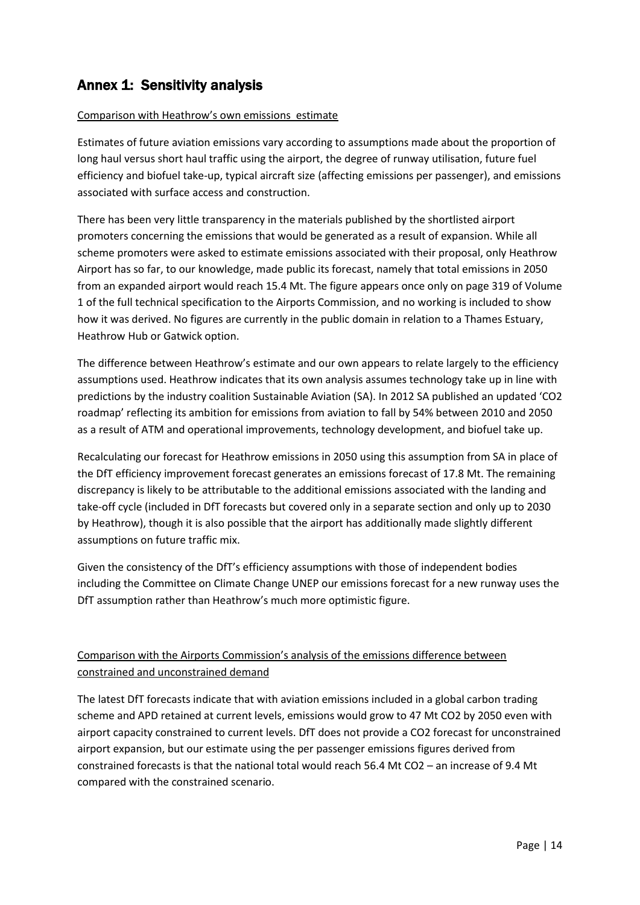## Annex 1: Sensitivity analysis

Comparison with Heathrow's own emissions estimate

Estimates of future aviation emissions vary according to assumptions made about the proportion of long haul versus short haul traffic using the airport, the degree of runway utilisation, future fuel efficiency and biofuel take-up, typical aircraft size (affecting emissions per passenger), and emissions associated with surface access and construction.

There has been very little transparency in the materials published by the shortlisted airport promoters concerning the emissions that would be generated as a result of expansion. While all scheme promoters were asked to estimate emissions associated with their proposal, only Heathrow Airport has so far, to our knowledge, made public its forecast, namely that total emissions in 2050 from an expanded airport would reach 15.4 Mt. The figure appears once only on page 319 of Volume 1 of the full technical specification to the Airports Commission, and no working is included to show how it was derived. No figures are currently in the public domain in relation to a Thames Estuary, Heathrow Hub or Gatwick option.

The difference between Heathrow's estimate and our own appears to relate largely to the efficiency assumptions used. Heathrow indicates that its own analysis assumes technology take up in line with predictions by the industry coalition Sustainable Aviation (SA). In 2012 SA published an updated '$CO_2$ roadmap' reflecting its ambition for emissions from aviation to fall by 54% between 2010 and 2050 as a result of ATM and operational improvements, technology development, and biofuel take up.

Recalculating our forecast for Heathrow emissions in 2050 using this assumption from SA in place of the DfT efficiency improvement forecast generates an emissions forecast of 17.8 Mt. The remaining discrepancy is likely to be attributable to the additional emissions associated with the landing and take-off cycle (included in DfT forecasts but covered only in a separate section and only up to 2030 by Heathrow), though it is also possible that the airport has additionally made slightly different assumptions on future traffic mix.

Given the consistency of the DfT's efficiency assumptions with those of independent bodies including the Committee on Climate Change UNEP our emissions forecast for a new runway uses the DfT assumption rather than Heathrow's much more optimistic figure.

Comparison with the Airports Commission's analysis of the emissions difference between constrained and unconstrained demand

The latest DfT forecasts indicate that with aviation emissions included in a global carbon trading scheme and APD retained at current levels, emissions would grow to 47 Mt $CO_2$ by 2050 even with airport capacity constrained to current levels. DfT does not provide a $CO_2$ forecast for unconstrained airport expansion, but our estimate using the per passenger emissions figures derived from constrained forecasts is that the national total would reach 56.4 Mt $CO_2$ – an increase of 9.4 Mt compared with the constrained scenario.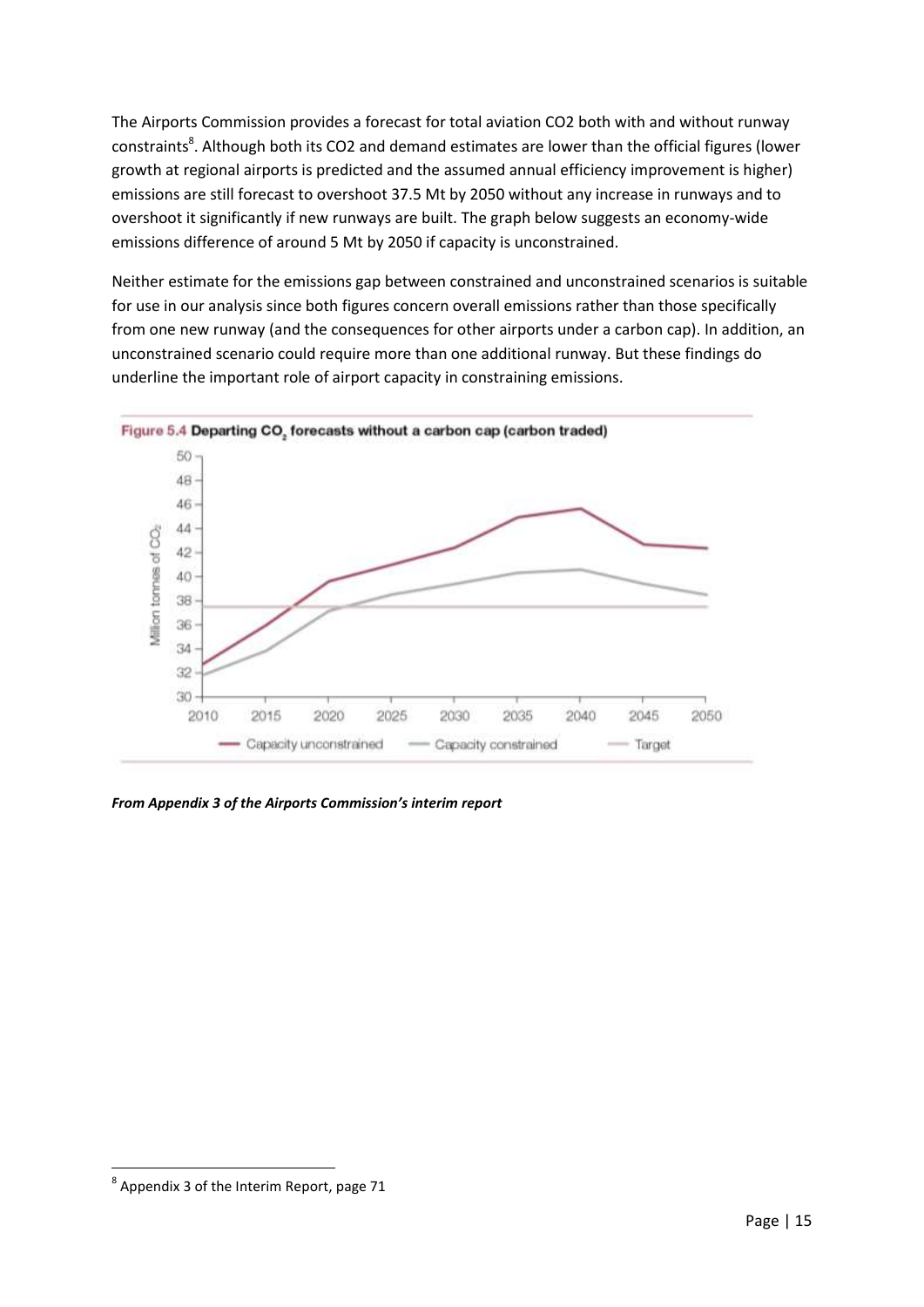The Airports Commission provides a forecast for total aviation $CO_2$ both with and without runway constraints[8]. Although both its $CO_2$ and demand estimates are lower than the official figures (lower growth at regional airports is predicted and the assumed annual efficiency improvement is higher) emissions are still forecast to overshoot 37.5 Mt by 2050 without any increase in runways and to overshoot it significantly if new runways are built. The graph below suggests an economy-wide emissions difference of around 5 Mt by 2050 if capacity is unconstrained.

Neither estimate for the emissions gap between constrained and unconstrained scenarios is suitable for use in our analysis since both figures concern overall emissions rather than those specifically from one new runway (and the consequences for other airports under a carbon cap). In addition, an unconstrained scenario could require more than one additional runway. But these findings do underline the important role of airport capacity in constraining emissions.

**Figure 5.4 Departing $CO_2$ forecasts without a carbon cap (carbon traded)**

***From Appendix 3 of the Airports Commission's interim report***

[8] Appendix 3 of the Interim Report, page 71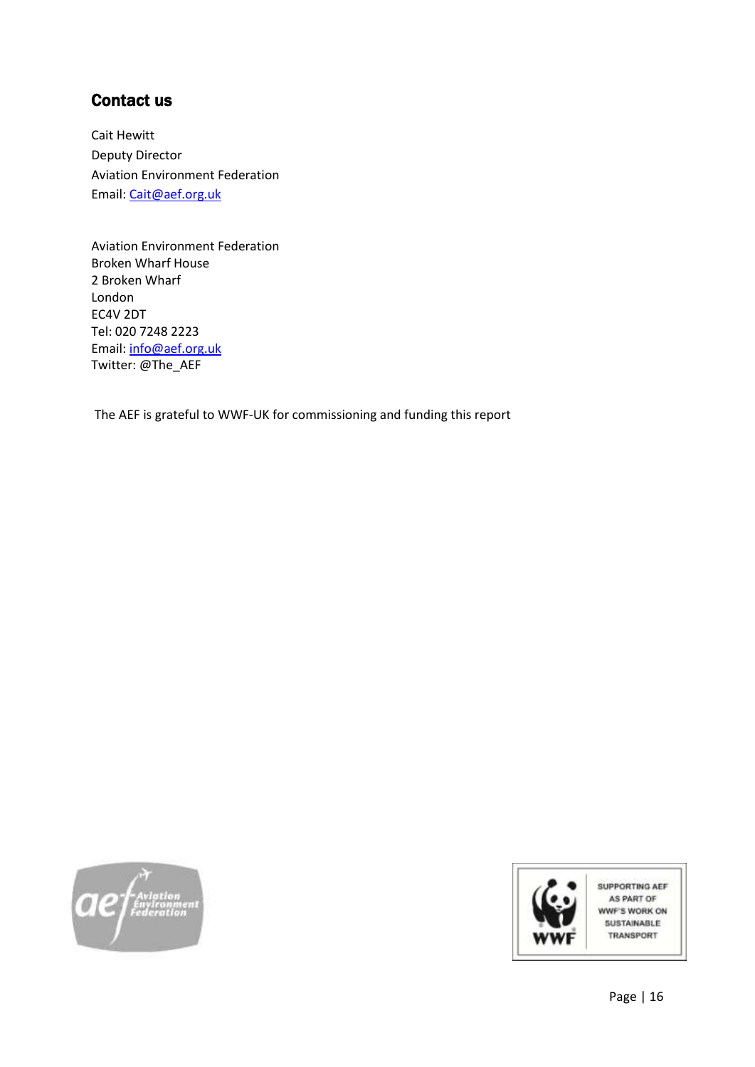## Contact us

Cait Hewitt
Deputy Director
Aviation Environment Federation
Email: Cait@aef.org.uk

Aviation Environment Federation
Broken Wharf House
2 Broken Wharf
London
EC4V 2DT
Tel: 020 7248 2223
Email: info@aef.org.uk
Twitter: @The_AEF

The AEF is grateful to WWF-UK for commissioning and funding this report